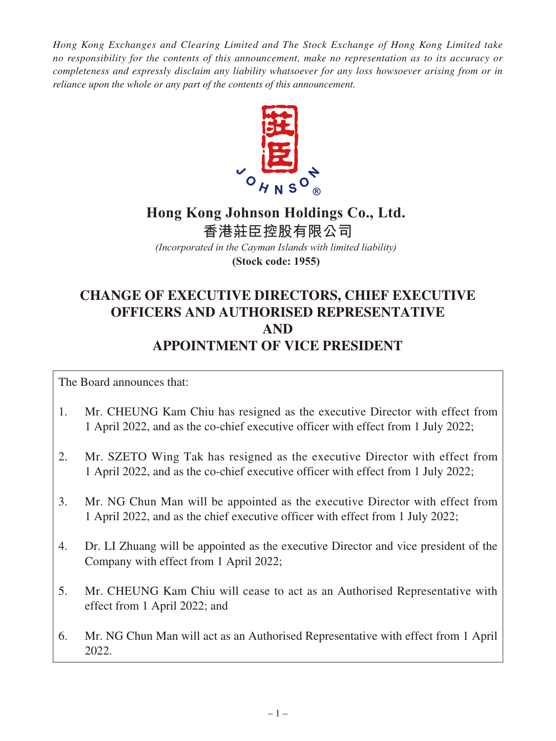*Hong Kong Exchanges and Clearing Limited and The Stock Exchange of Hong Kong Limited take no responsibility for the contents of this announcement, make no representation as to its accuracy or completeness and expressly disclaim any liability whatsoever for any loss howsoever arising from or in reliance upon the whole or any part of the contents of this announcement.*

# Hong Kong Johnson Holdings Co., Ltd.

# 香港莊臣控股有限公司

*(Incorporated in the Cayman Islands with limited liability)*

**(Stock code: 1955)**

## CHANGE OF EXECUTIVE DIRECTORS, CHIEF EXECUTIVE OFFICERS AND AUTHORISED REPRESENTATIVE AND APPOINTMENT OF VICE PRESIDENT

The Board announces that:

1. Mr. CHEUNG Kam Chiu has resigned as the executive Director with effect from 1 April 2022, and as the co-chief executive officer with effect from 1 July 2022;
2. Mr. SZETO Wing Tak has resigned as the executive Director with effect from 1 April 2022, and as the co-chief executive officer with effect from 1 July 2022;
3. Mr. NG Chun Man will be appointed as the executive Director with effect from 1 April 2022, and as the chief executive officer with effect from 1 July 2022;
4. Dr. LI Zhuang will be appointed as the executive Director and vice president of the Company with effect from 1 April 2022;
5. Mr. CHEUNG Kam Chiu will cease to act as an Authorised Representative with effect from 1 April 2022; and
6. Mr. NG Chun Man will act as an Authorised Representative with effect from 1 April 2022.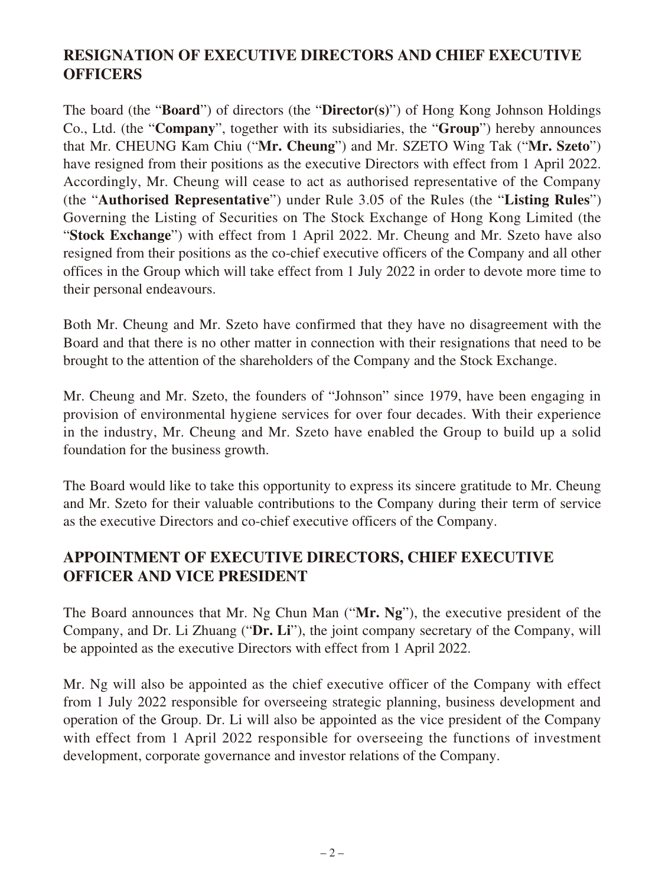## RESIGNATION OF EXECUTIVE DIRECTORS AND CHIEF EXECUTIVE OFFICERS

The board (the "**Board**") of directors (the "**Director(s)**") of Hong Kong Johnson Holdings Co., Ltd. (the "**Company**", together with its subsidiaries, the "**Group**") hereby announces that Mr. CHEUNG Kam Chiu ("**Mr. Cheung**") and Mr. SZETO Wing Tak ("**Mr. Szeto**") have resigned from their positions as the executive Directors with effect from 1 April 2022. Accordingly, Mr. Cheung will cease to act as authorised representative of the Company (the "**Authorised Representative**") under Rule 3.05 of the Rules (the "**Listing Rules**") Governing the Listing of Securities on The Stock Exchange of Hong Kong Limited (the "**Stock Exchange**") with effect from 1 April 2022. Mr. Cheung and Mr. Szeto have also resigned from their positions as the co-chief executive officers of the Company and all other offices in the Group which will take effect from 1 July 2022 in order to devote more time to their personal endeavours.

Both Mr. Cheung and Mr. Szeto have confirmed that they have no disagreement with the Board and that there is no other matter in connection with their resignations that need to be brought to the attention of the shareholders of the Company and the Stock Exchange.

Mr. Cheung and Mr. Szeto, the founders of "Johnson" since 1979, have been engaging in provision of environmental hygiene services for over four decades. With their experience in the industry, Mr. Cheung and Mr. Szeto have enabled the Group to build up a solid foundation for the business growth.

The Board would like to take this opportunity to express its sincere gratitude to Mr. Cheung and Mr. Szeto for their valuable contributions to the Company during their term of service as the executive Directors and co-chief executive officers of the Company.

## APPOINTMENT OF EXECUTIVE DIRECTORS, CHIEF EXECUTIVE OFFICER AND VICE PRESIDENT

The Board announces that Mr. Ng Chun Man ("**Mr. Ng**"), the executive president of the Company, and Dr. Li Zhuang ("**Dr. Li**"), the joint company secretary of the Company, will be appointed as the executive Directors with effect from 1 April 2022.

Mr. Ng will also be appointed as the chief executive officer of the Company with effect from 1 July 2022 responsible for overseeing strategic planning, business development and operation of the Group. Dr. Li will also be appointed as the vice president of the Company with effect from 1 April 2022 responsible for overseeing the functions of investment development, corporate governance and investor relations of the Company.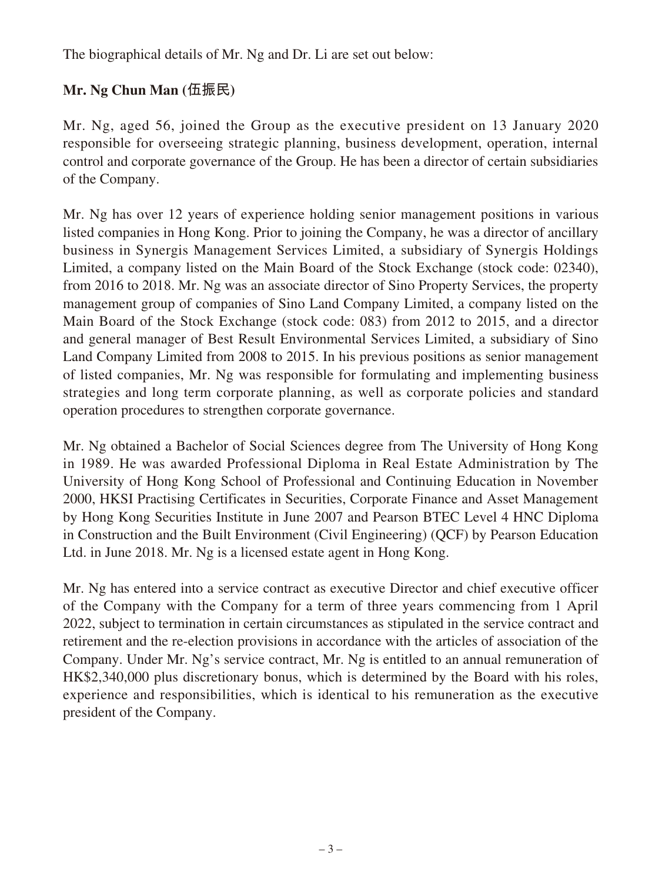The biographical details of Mr. Ng and Dr. Li are set out below:

**Mr. Ng Chun Man (伍振民)**

Mr. Ng, aged 56, joined the Group as the executive president on 13 January 2020 responsible for overseeing strategic planning, business development, operation, internal control and corporate governance of the Group. He has been a director of certain subsidiaries of the Company.

Mr. Ng has over 12 years of experience holding senior management positions in various listed companies in Hong Kong. Prior to joining the Company, he was a director of ancillary business in Synergis Management Services Limited, a subsidiary of Synergis Holdings Limited, a company listed on the Main Board of the Stock Exchange (stock code: 02340), from 2016 to 2018. Mr. Ng was an associate director of Sino Property Services, the property management group of companies of Sino Land Company Limited, a company listed on the Main Board of the Stock Exchange (stock code: 083) from 2012 to 2015, and a director and general manager of Best Result Environmental Services Limited, a subsidiary of Sino Land Company Limited from 2008 to 2015. In his previous positions as senior management of listed companies, Mr. Ng was responsible for formulating and implementing business strategies and long term corporate planning, as well as corporate policies and standard operation procedures to strengthen corporate governance.

Mr. Ng obtained a Bachelor of Social Sciences degree from The University of Hong Kong in 1989. He was awarded Professional Diploma in Real Estate Administration by The University of Hong Kong School of Professional and Continuing Education in November 2000, HKSI Practising Certificates in Securities, Corporate Finance and Asset Management by Hong Kong Securities Institute in June 2007 and Pearson BTEC Level 4 HNC Diploma in Construction and the Built Environment (Civil Engineering) (QCF) by Pearson Education Ltd. in June 2018. Mr. Ng is a licensed estate agent in Hong Kong.

Mr. Ng has entered into a service contract as executive Director and chief executive officer of the Company with the Company for a term of three years commencing from 1 April 2022, subject to termination in certain circumstances as stipulated in the service contract and retirement and the re-election provisions in accordance with the articles of association of the Company. Under Mr. Ng's service contract, Mr. Ng is entitled to an annual remuneration of HK$2,340,000 plus discretionary bonus, which is determined by the Board with his roles, experience and responsibilities, which is identical to his remuneration as the executive president of the Company.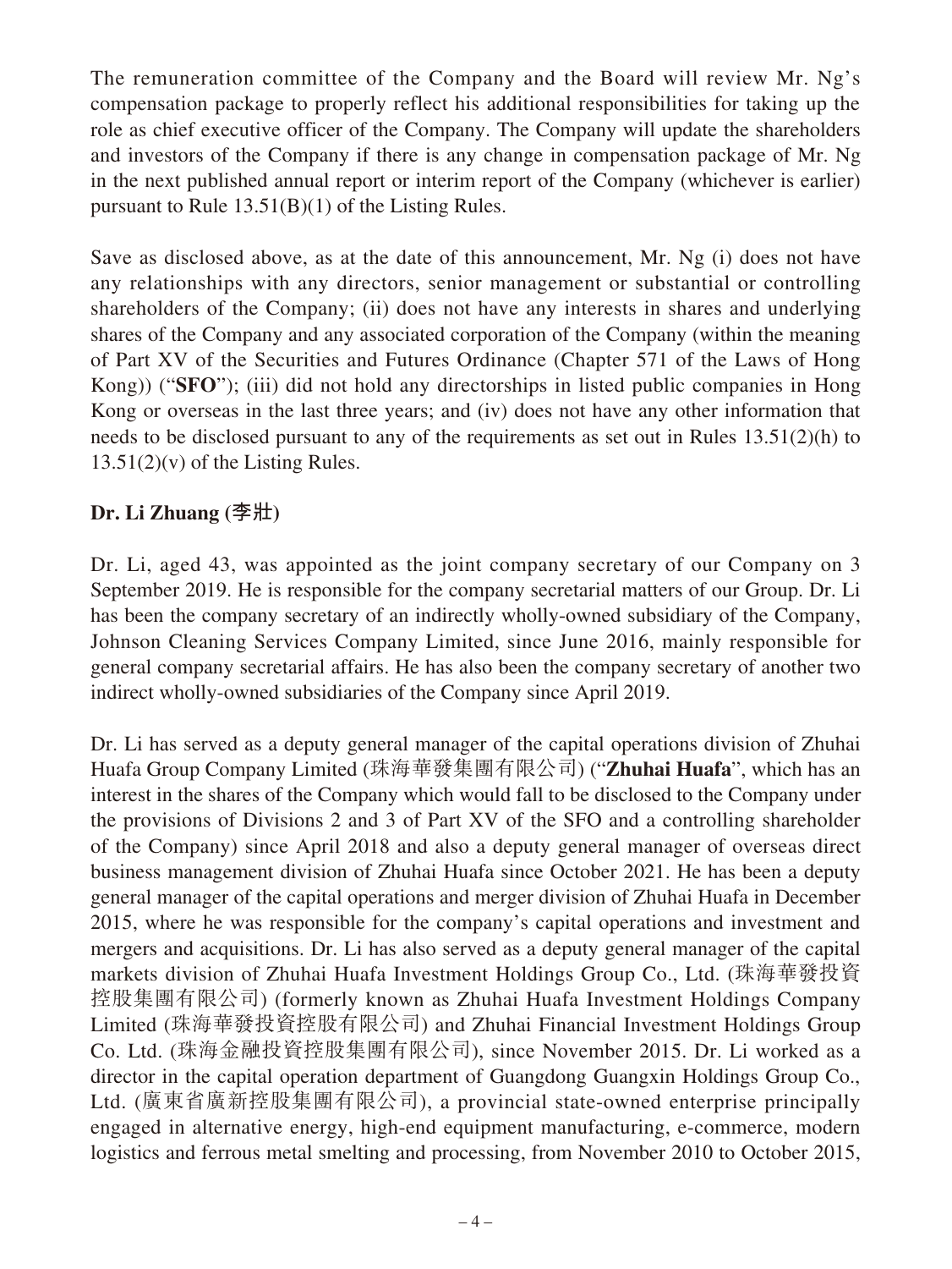The remuneration committee of the Company and the Board will review Mr. Ng's compensation package to properly reflect his additional responsibilities for taking up the role as chief executive officer of the Company. The Company will update the shareholders and investors of the Company if there is any change in compensation package of Mr. Ng in the next published annual report or interim report of the Company (whichever is earlier) pursuant to Rule 13.51(B)(1) of the Listing Rules.

Save as disclosed above, as at the date of this announcement, Mr. Ng (i) does not have any relationships with any directors, senior management or substantial or controlling shareholders of the Company; (ii) does not have any interests in shares and underlying shares of the Company and any associated corporation of the Company (within the meaning of Part XV of the Securities and Futures Ordinance (Chapter 571 of the Laws of Hong Kong)) ("**SFO**"); (iii) did not hold any directorships in listed public companies in Hong Kong or overseas in the last three years; and (iv) does not have any other information that needs to be disclosed pursuant to any of the requirements as set out in Rules 13.51(2)(h) to 13.51(2)(v) of the Listing Rules.

**Dr. Li Zhuang (李壯)**

Dr. Li, aged 43, was appointed as the joint company secretary of our Company on 3 September 2019. He is responsible for the company secretarial matters of our Group. Dr. Li has been the company secretary of an indirectly wholly-owned subsidiary of the Company, Johnson Cleaning Services Company Limited, since June 2016, mainly responsible for general company secretarial affairs. He has also been the company secretary of another two indirect wholly-owned subsidiaries of the Company since April 2019.

Dr. Li has served as a deputy general manager of the capital operations division of Zhuhai Huafa Group Company Limited (珠海華發集團有限公司) ("**Zhuhai Huafa**", which has an interest in the shares of the Company which would fall to be disclosed to the Company under the provisions of Divisions 2 and 3 of Part XV of the SFO and a controlling shareholder of the Company) since April 2018 and also a deputy general manager of overseas direct business management division of Zhuhai Huafa since October 2021. He has been a deputy general manager of the capital operations and merger division of Zhuhai Huafa in December 2015, where he was responsible for the company's capital operations and investment and mergers and acquisitions. Dr. Li has also served as a deputy general manager of the capital markets division of Zhuhai Huafa Investment Holdings Group Co., Ltd. (珠海華發投資控股集團有限公司) (formerly known as Zhuhai Huafa Investment Holdings Company Limited (珠海華發投資控股有限公司) and Zhuhai Financial Investment Holdings Group Co. Ltd. (珠海金融投資控股集團有限公司), since November 2015. Dr. Li worked as a director in the capital operation department of Guangdong Guangxin Holdings Group Co., Ltd. (廣東省廣新控股集團有限公司), a provincial state-owned enterprise principally engaged in alternative energy, high-end equipment manufacturing, e-commerce, modern logistics and ferrous metal smelting and processing, from November 2010 to October 2015,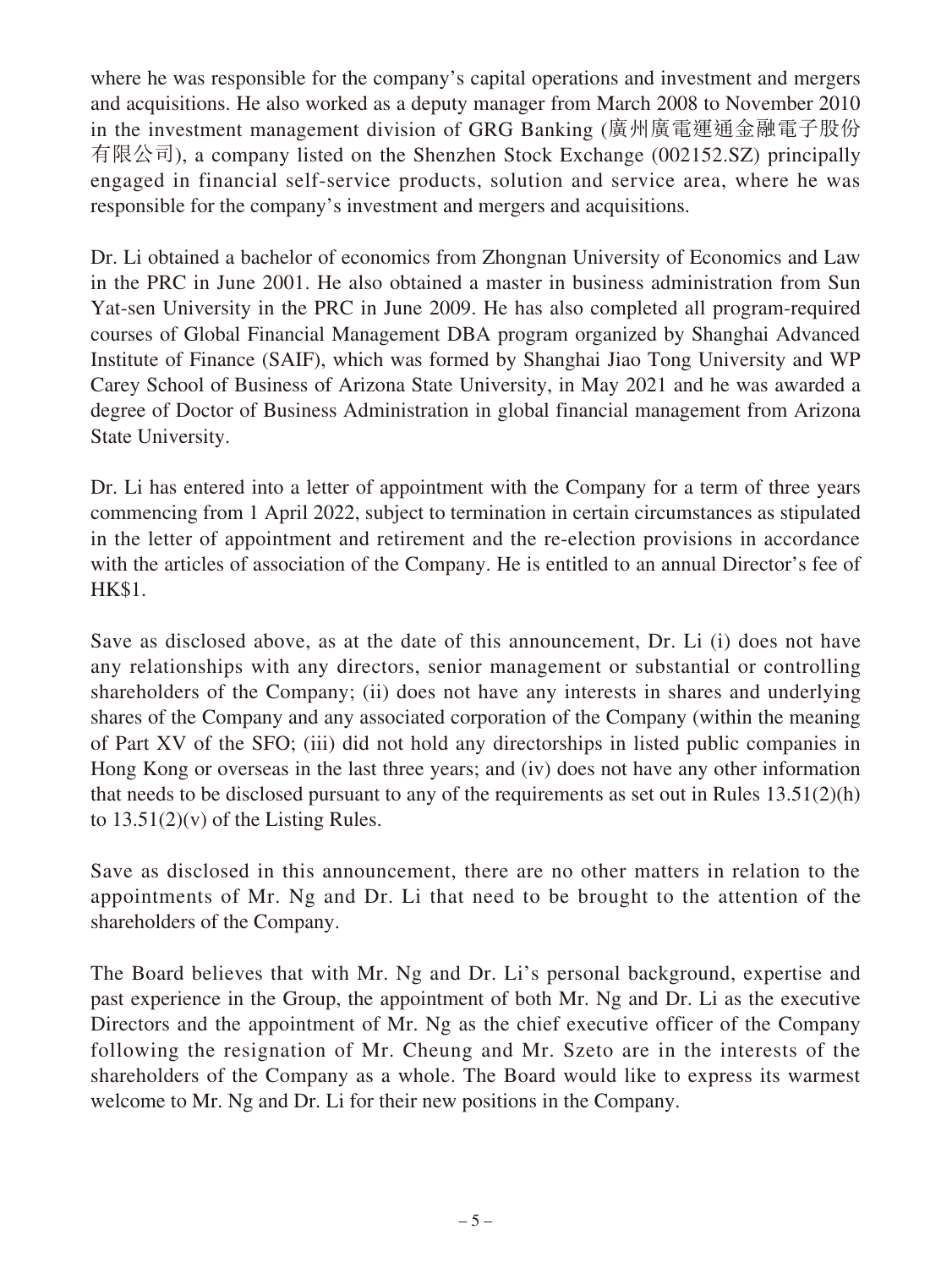where he was responsible for the company's capital operations and investment and mergers and acquisitions. He also worked as a deputy manager from March 2008 to November 2010 in the investment management division of GRG Banking (廣州廣電運通金融電子股份有限公司), a company listed on the Shenzhen Stock Exchange (002152.SZ) principally engaged in financial self-service products, solution and service area, where he was responsible for the company's investment and mergers and acquisitions.

Dr. Li obtained a bachelor of economics from Zhongnan University of Economics and Law in the PRC in June 2001. He also obtained a master in business administration from Sun Yat-sen University in the PRC in June 2009. He has also completed all program-required courses of Global Financial Management DBA program organized by Shanghai Advanced Institute of Finance (SAIF), which was formed by Shanghai Jiao Tong University and WP Carey School of Business of Arizona State University, in May 2021 and he was awarded a degree of Doctor of Business Administration in global financial management from Arizona State University.

Dr. Li has entered into a letter of appointment with the Company for a term of three years commencing from 1 April 2022, subject to termination in certain circumstances as stipulated in the letter of appointment and retirement and the re-election provisions in accordance with the articles of association of the Company. He is entitled to an annual Director's fee of HK$1.

Save as disclosed above, as at the date of this announcement, Dr. Li (i) does not have any relationships with any directors, senior management or substantial or controlling shareholders of the Company; (ii) does not have any interests in shares and underlying shares of the Company and any associated corporation of the Company (within the meaning of Part XV of the SFO; (iii) did not hold any directorships in listed public companies in Hong Kong or overseas in the last three years; and (iv) does not have any other information that needs to be disclosed pursuant to any of the requirements as set out in Rules 13.51(2)(h) to 13.51(2)(v) of the Listing Rules.

Save as disclosed in this announcement, there are no other matters in relation to the appointments of Mr. Ng and Dr. Li that need to be brought to the attention of the shareholders of the Company.

The Board believes that with Mr. Ng and Dr. Li's personal background, expertise and past experience in the Group, the appointment of both Mr. Ng and Dr. Li as the executive Directors and the appointment of Mr. Ng as the chief executive officer of the Company following the resignation of Mr. Cheung and Mr. Szeto are in the interests of the shareholders of the Company as a whole. The Board would like to express its warmest welcome to Mr. Ng and Dr. Li for their new positions in the Company.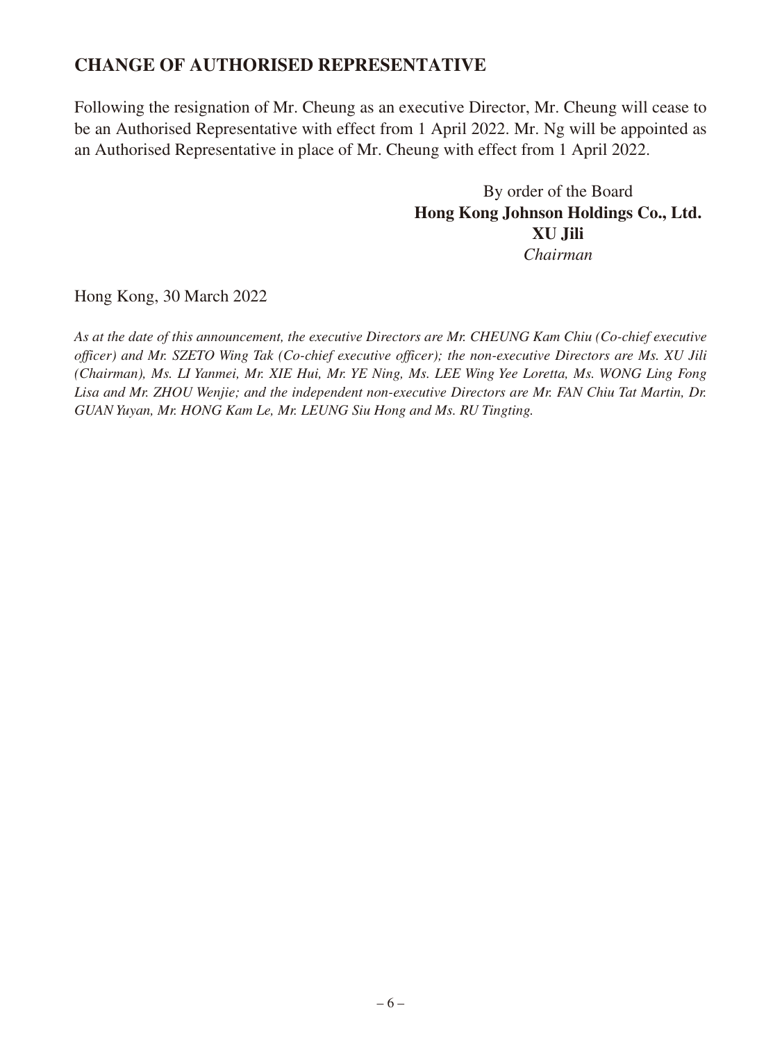## CHANGE OF AUTHORISED REPRESENTATIVE

Following the resignation of Mr. Cheung as an executive Director, Mr. Cheung will cease to be an Authorised Representative with effect from 1 April 2022. Mr. Ng will be appointed as an Authorised Representative in place of Mr. Cheung with effect from 1 April 2022.

By order of the Board
**Hong Kong Johnson Holdings Co., Ltd.**
**XU Jili**
*Chairman*

Hong Kong, 30 March 2022

*As at the date of this announcement, the executive Directors are Mr. CHEUNG Kam Chiu (Co-chief executive officer) and Mr. SZETO Wing Tak (Co-chief executive officer); the non-executive Directors are Ms. XU Jili (Chairman), Ms. LI Yanmei, Mr. XIE Hui, Mr. YE Ning, Ms. LEE Wing Yee Loretta, Ms. WONG Ling Fong Lisa and Mr. ZHOU Wenjie; and the independent non-executive Directors are Mr. FAN Chiu Tat Martin, Dr. GUAN Yuyan, Mr. HONG Kam Le, Mr. LEUNG Siu Hong and Ms. RU Tingting.*